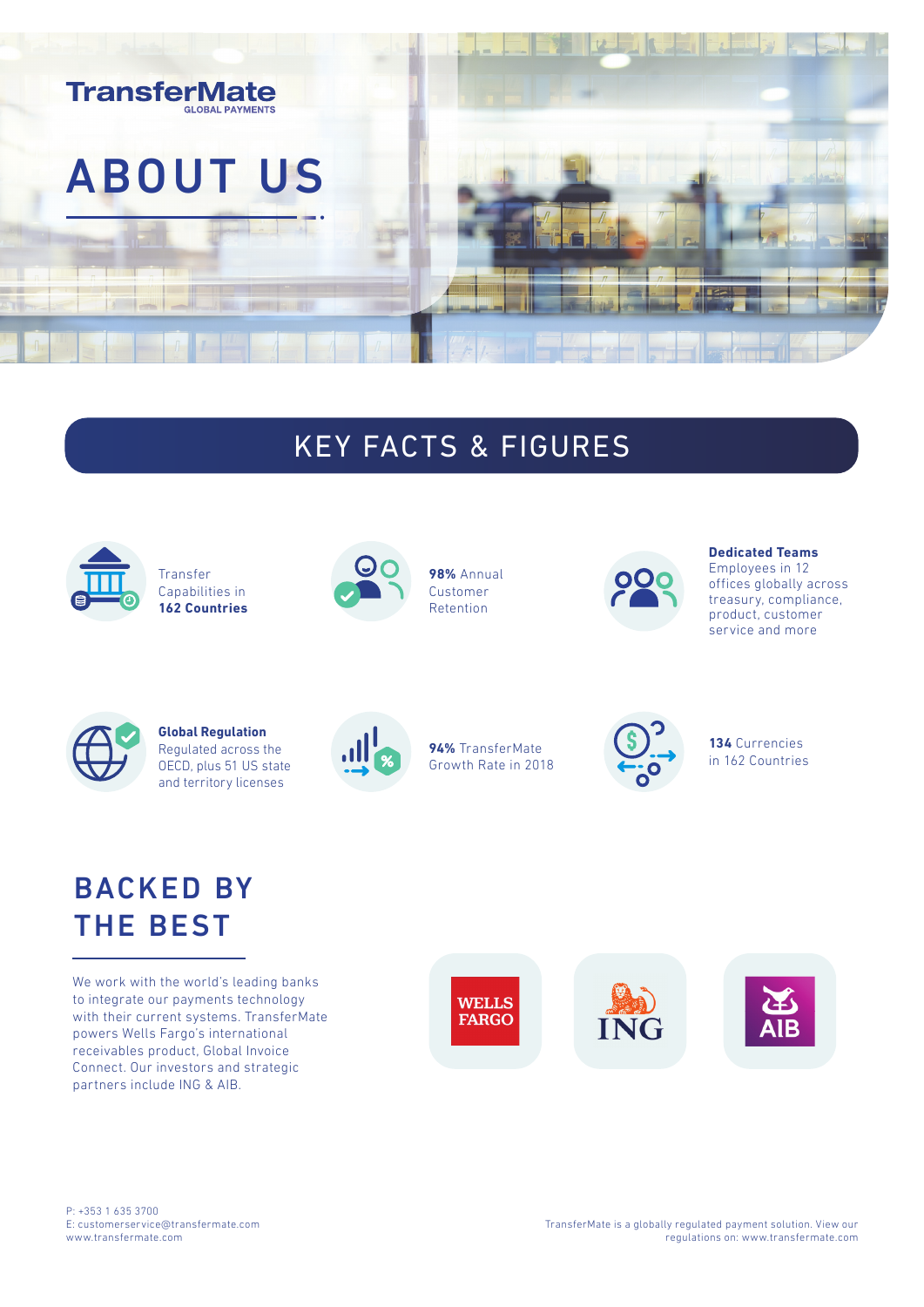TransferMate
GLOBAL PAYMENTS

# ABOUT US

## KEY FACTS & FIGURES

Transfer Capabilities in **162 Countries**

**98%** Annual Customer Retention

**Dedicated Teams**
Employees in 12 offices globally across treasury, compliance, product, customer service and more

**Global Regulation**
Regulated across the OECD, plus 51 US state and territory licenses

**94%** TransferMate Growth Rate in 2018

**134** Currencies in 162 Countries

## BACKED BY THE BEST

We work with the world's leading banks to integrate our payments technology with their current systems. TransferMate powers Wells Fargo's international receivables product, Global Invoice Connect. Our investors and strategic partners include ING & AIB.

WELLS FARGO

ING

AIB

P: +353 1 635 3700
E: customerservice@transfermate.com
www.transfermate.com

TransferMate is a globally regulated payment solution. View our regulations on: www.transfermate.com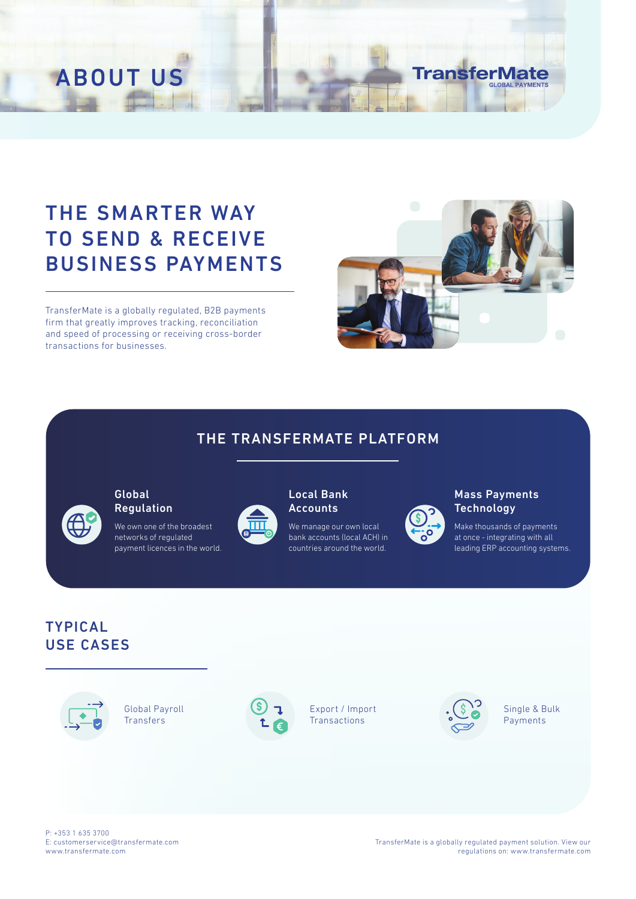# ABOUT US

TransferMate
GLOBAL PAYMENTS

## THE SMARTER WAY TO SEND & RECEIVE BUSINESS PAYMENTS

TransferMate is a globally regulated, B2B payments firm that greatly improves tracking, reconciliation and speed of processing or receiving cross-border transactions for businesses.

## THE TRANSFERMATE PLATFORM

### Global Regulation

We own one of the broadest networks of regulated payment licences in the world.

### Local Bank Accounts

We manage our own local bank accounts (local ACH) in countries around the world.

### Mass Payments Technology

Make thousands of payments at once - integrating with all leading ERP accounting systems.

## TYPICAL USE CASES

- Global Payroll Transfers
- Export / Import Transactions
- Single & Bulk Payments

P: +353 1 635 3700
E: customerservice@transfermate.com
www.transfermate.com

TransferMate is a globally regulated payment solution. View our regulations on: www.transfermate.com